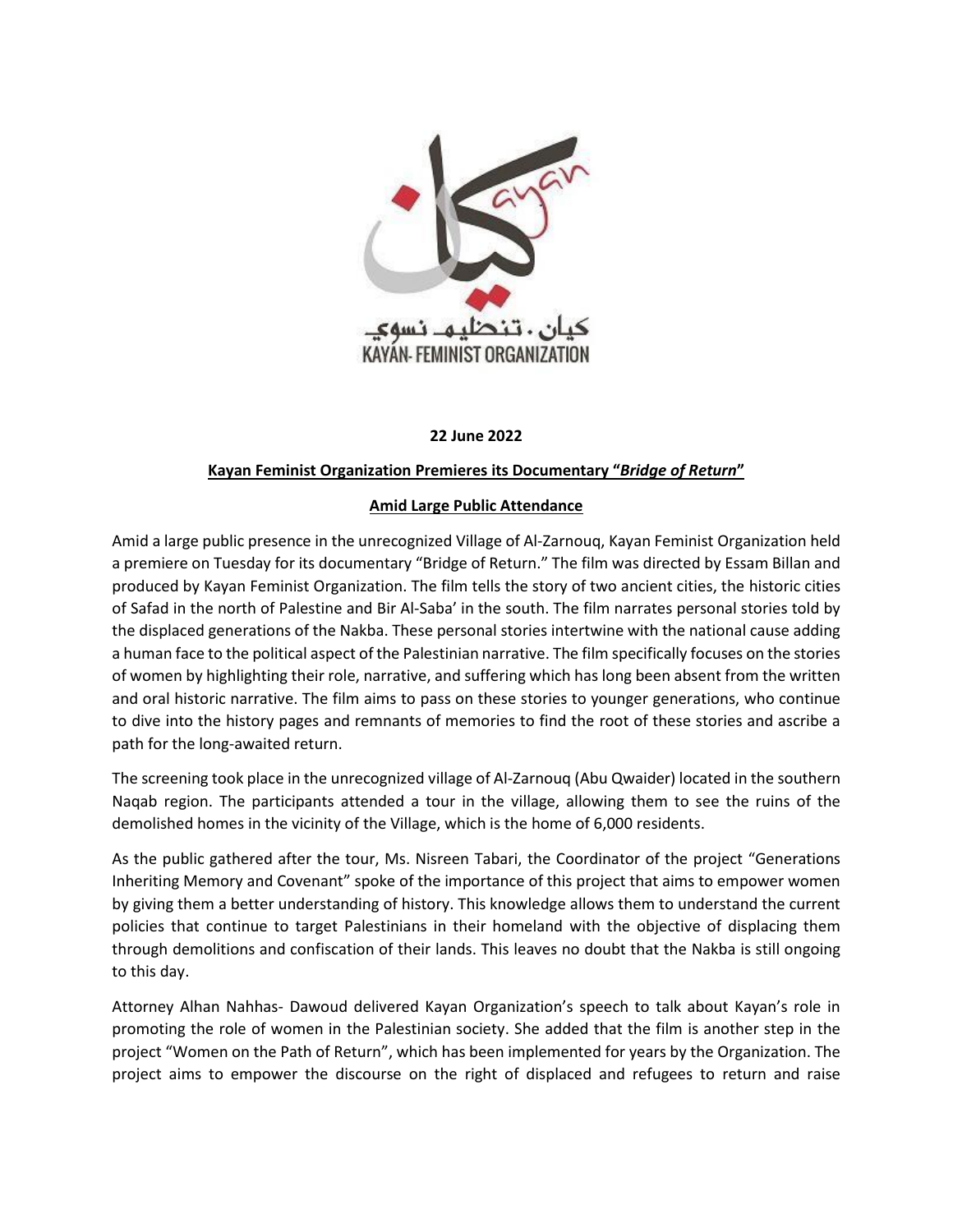كيان . تنظيم نسوي
KAYAN- FEMINIST ORGANIZATION

**22 June 2022**

**Kayan Feminist Organization Premieres its Documentary "*Bridge of Return*"**

**Amid Large Public Attendance**

Amid a large public presence in the unrecognized Village of Al-Zarnouq, Kayan Feminist Organization held a premiere on Tuesday for its documentary "Bridge of Return." The film was directed by Essam Billan and produced by Kayan Feminist Organization. The film tells the story of two ancient cities, the historic cities of Safad in the north of Palestine and Bir Al-Saba' in the south. The film narrates personal stories told by the displaced generations of the Nakba. These personal stories intertwine with the national cause adding a human face to the political aspect of the Palestinian narrative. The film specifically focuses on the stories of women by highlighting their role, narrative, and suffering which has long been absent from the written and oral historic narrative. The film aims to pass on these stories to younger generations, who continue to dive into the history pages and remnants of memories to find the root of these stories and ascribe a path for the long-awaited return.

The screening took place in the unrecognized village of Al-Zarnouq (Abu Qwaider) located in the southern Naqab region. The participants attended a tour in the village, allowing them to see the ruins of the demolished homes in the vicinity of the Village, which is the home of 6,000 residents.

As the public gathered after the tour, Ms. Nisreen Tabari, the Coordinator of the project "Generations Inheriting Memory and Covenant" spoke of the importance of this project that aims to empower women by giving them a better understanding of history. This knowledge allows them to understand the current policies that continue to target Palestinians in their homeland with the objective of displacing them through demolitions and confiscation of their lands. This leaves no doubt that the Nakba is still ongoing to this day.

Attorney Alhan Nahhas- Dawoud delivered Kayan Organization's speech to talk about Kayan's role in promoting the role of women in the Palestinian society. She added that the film is another step in the project "Women on the Path of Return", which has been implemented for years by the Organization. The project aims to empower the discourse on the right of displaced and refugees to return and raise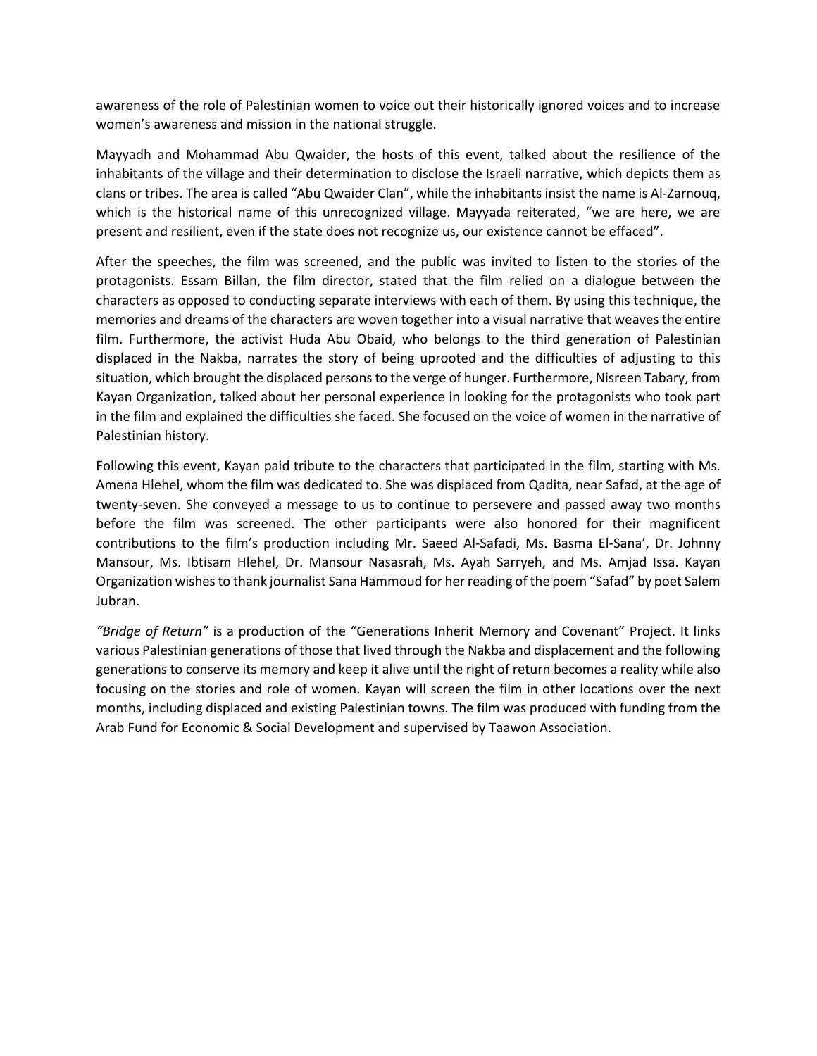awareness of the role of Palestinian women to voice out their historically ignored voices and to increase women's awareness and mission in the national struggle.

Mayyadh and Mohammad Abu Qwaider, the hosts of this event, talked about the resilience of the inhabitants of the village and their determination to disclose the Israeli narrative, which depicts them as clans or tribes. The area is called "Abu Qwaider Clan", while the inhabitants insist the name is Al-Zarnouq, which is the historical name of this unrecognized village. Mayyada reiterated, "we are here, we are present and resilient, even if the state does not recognize us, our existence cannot be effaced".

After the speeches, the film was screened, and the public was invited to listen to the stories of the protagonists. Essam Billan, the film director, stated that the film relied on a dialogue between the characters as opposed to conducting separate interviews with each of them. By using this technique, the memories and dreams of the characters are woven together into a visual narrative that weaves the entire film. Furthermore, the activist Huda Abu Obaid, who belongs to the third generation of Palestinian displaced in the Nakba, narrates the story of being uprooted and the difficulties of adjusting to this situation, which brought the displaced persons to the verge of hunger. Furthermore, Nisreen Tabary, from Kayan Organization, talked about her personal experience in looking for the protagonists who took part in the film and explained the difficulties she faced. She focused on the voice of women in the narrative of Palestinian history.

Following this event, Kayan paid tribute to the characters that participated in the film, starting with Ms. Amena Hlehel, whom the film was dedicated to. She was displaced from Qadita, near Safad, at the age of twenty-seven. She conveyed a message to us to continue to persevere and passed away two months before the film was screened. The other participants were also honored for their magnificent contributions to the film's production including Mr. Saeed Al-Safadi, Ms. Basma El-Sana', Dr. Johnny Mansour, Ms. Ibtisam Hlehel, Dr. Mansour Nasasrah, Ms. Ayah Sarryeh, and Ms. Amjad Issa. Kayan Organization wishes to thank journalist Sana Hammoud for her reading of the poem "Safad" by poet Salem Jubran.

*"Bridge of Return"* is a production of the "Generations Inherit Memory and Covenant" Project. It links various Palestinian generations of those that lived through the Nakba and displacement and the following generations to conserve its memory and keep it alive until the right of return becomes a reality while also focusing on the stories and role of women. Kayan will screen the film in other locations over the next months, including displaced and existing Palestinian towns. The film was produced with funding from the Arab Fund for Economic & Social Development and supervised by Taawon Association.